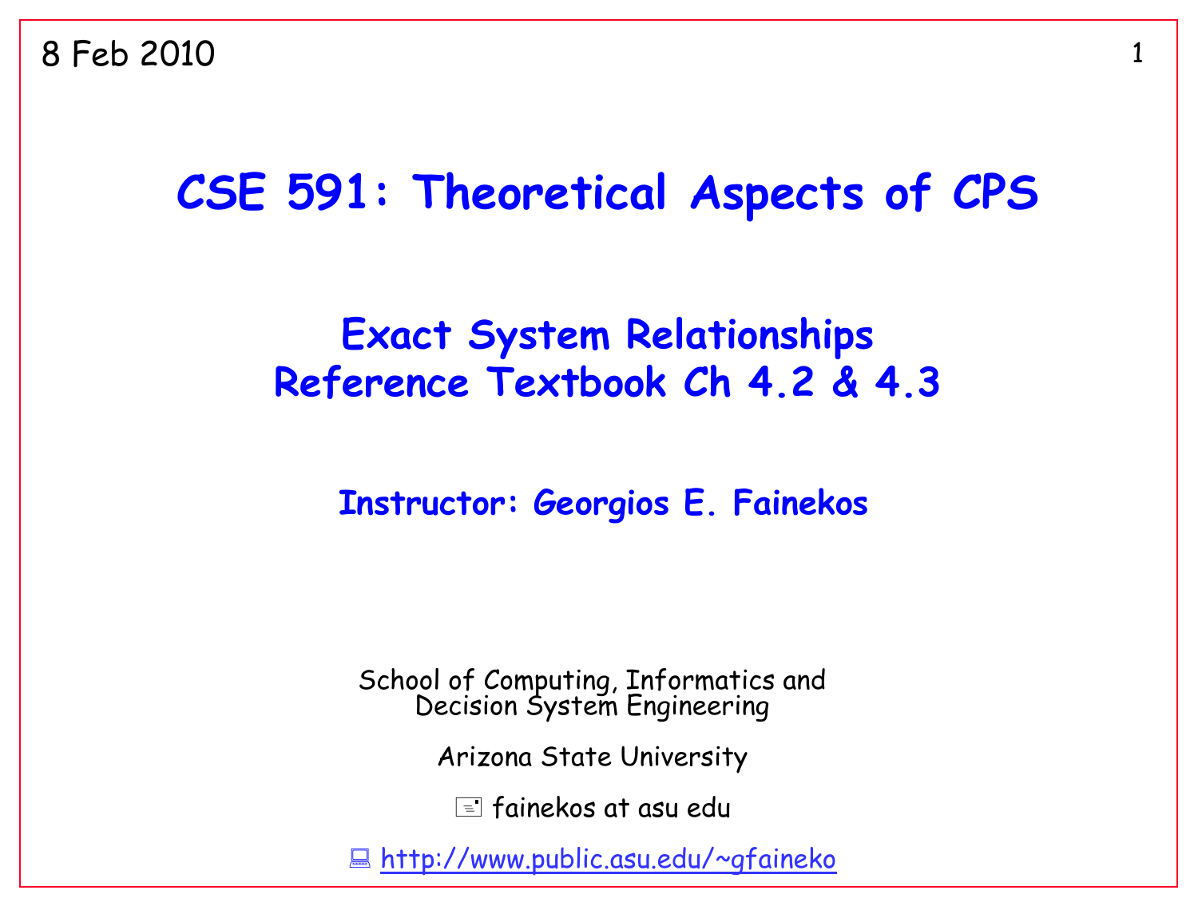8 Feb 2010

# CSE 591: Theoretical Aspects of CPS

## Exact System Relationships
## Reference Textbook Ch 4.2 & 4.3

### Instructor: Georgios E. Fainekos

School of Computing, Informatics and Decision System Engineering

Arizona State University

fainekos at asu edu

http://www.public.asu.edu/~gfaineko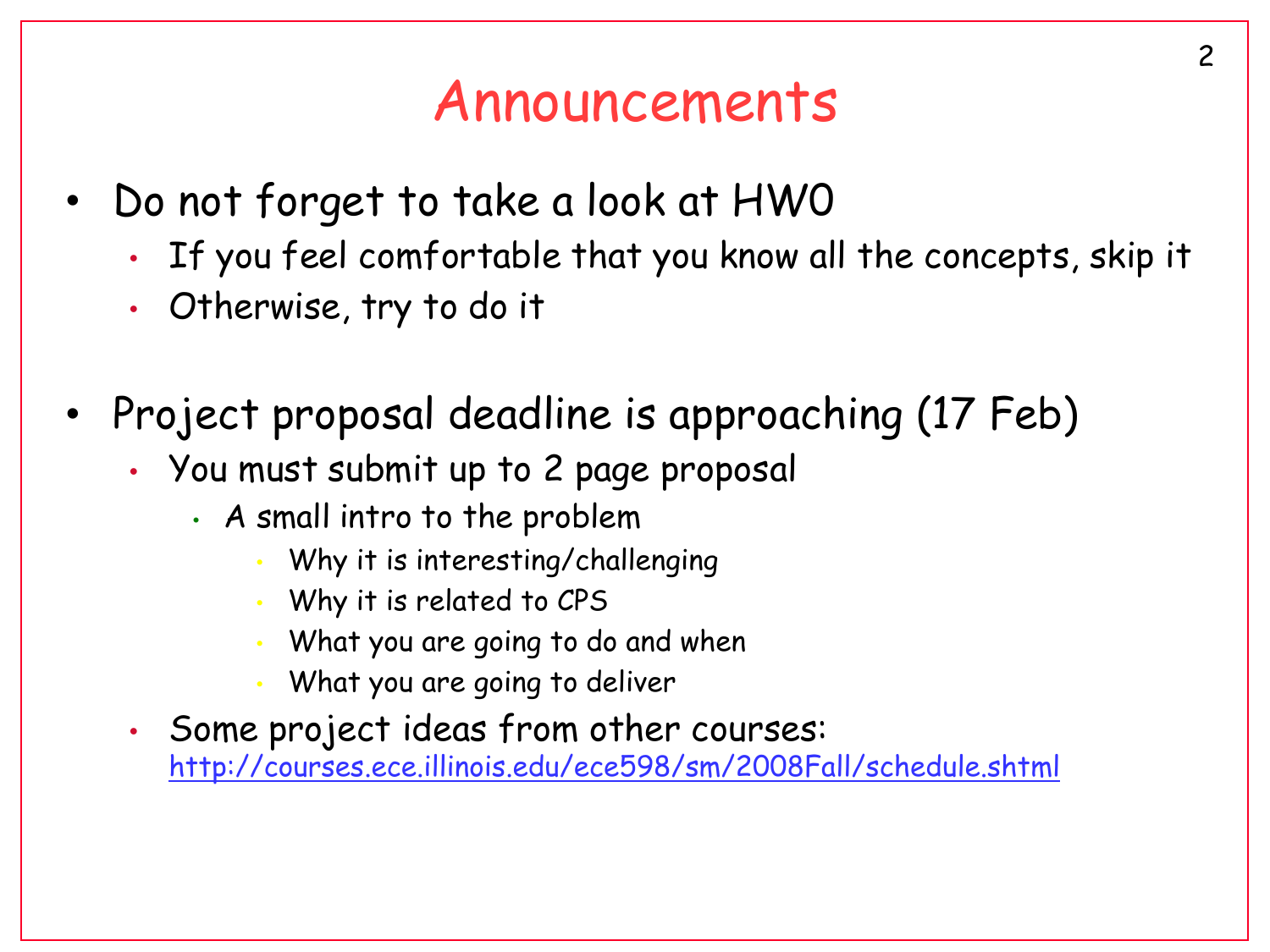# Announcements

- Do not forget to take a look at HW0
  - If you feel comfortable that you know all the concepts, skip it
  - Otherwise, try to do it

- Project proposal deadline is approaching (17 Feb)
  - You must submit up to 2 page proposal
    - A small intro to the problem
      - Why it is interesting/challenging
      - Why it is related to CPS
      - What you are going to do and when
      - What you are going to deliver
  - Some project ideas from other courses: http://courses.ece.illinois.edu/ece598/sm/2008Fall/schedule.shtml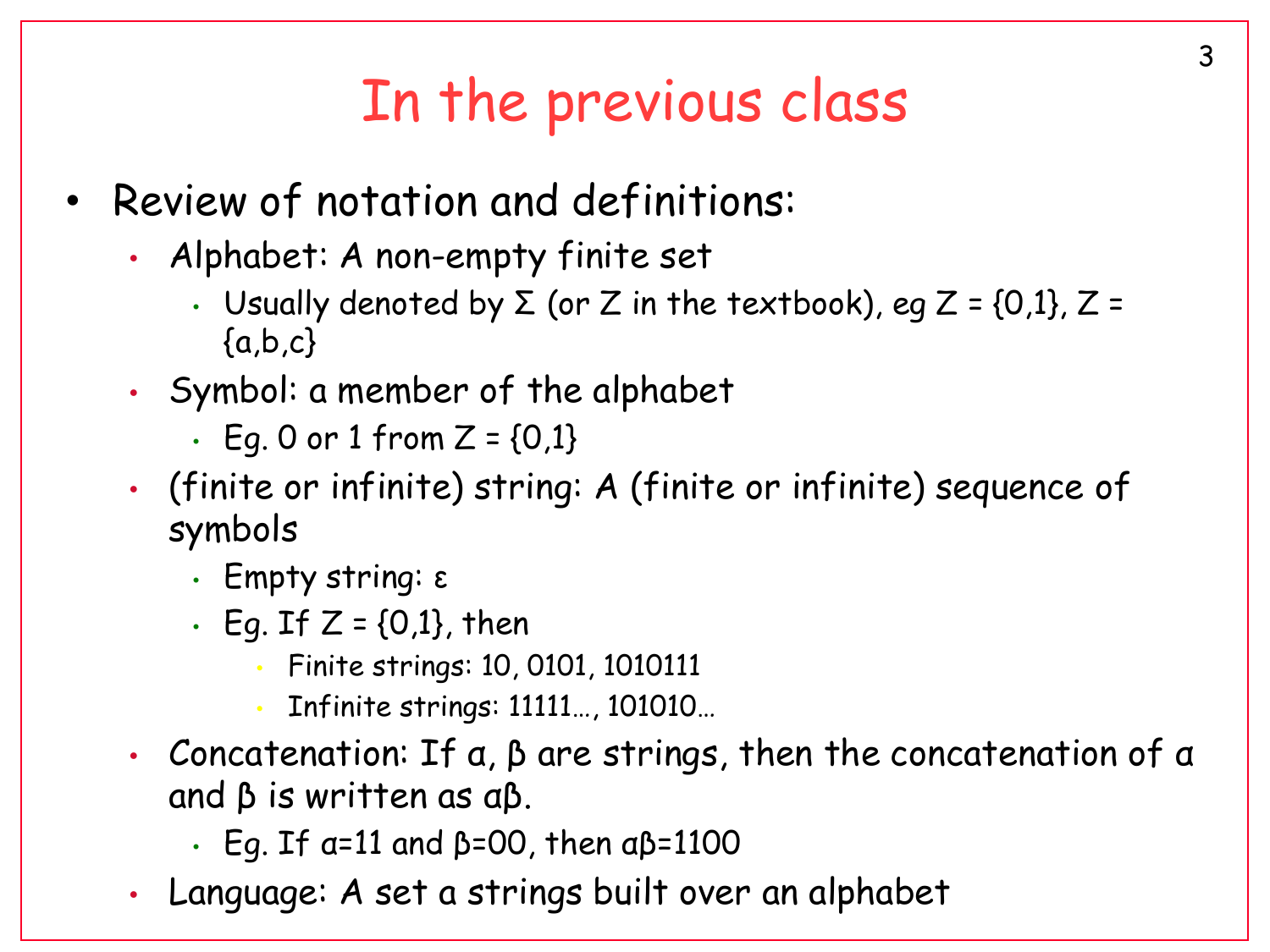# In the previous class

- Review of notation and definitions:
  - Alphabet: A non-empty finite set
    - Usually denoted by Σ (or Z in the textbook), eg Z = {0,1}, Z = {a,b,c}
  - Symbol: a member of the alphabet
    - Eg. 0 or 1 from Z = {0,1}
  - (finite or infinite) string: A (finite or infinite) sequence of symbols
    - Empty string: ε
    - Eg. If Z = {0,1}, then
      - Finite strings: 10, 0101, 1010111
      - Infinite strings: 11111…, 101010…
  - Concatenation: If α, β are strings, then the concatenation of α and β is written as αβ.
    - Eg. If α=11 and β=00, then αβ=1100
  - Language: A set a strings built over an alphabet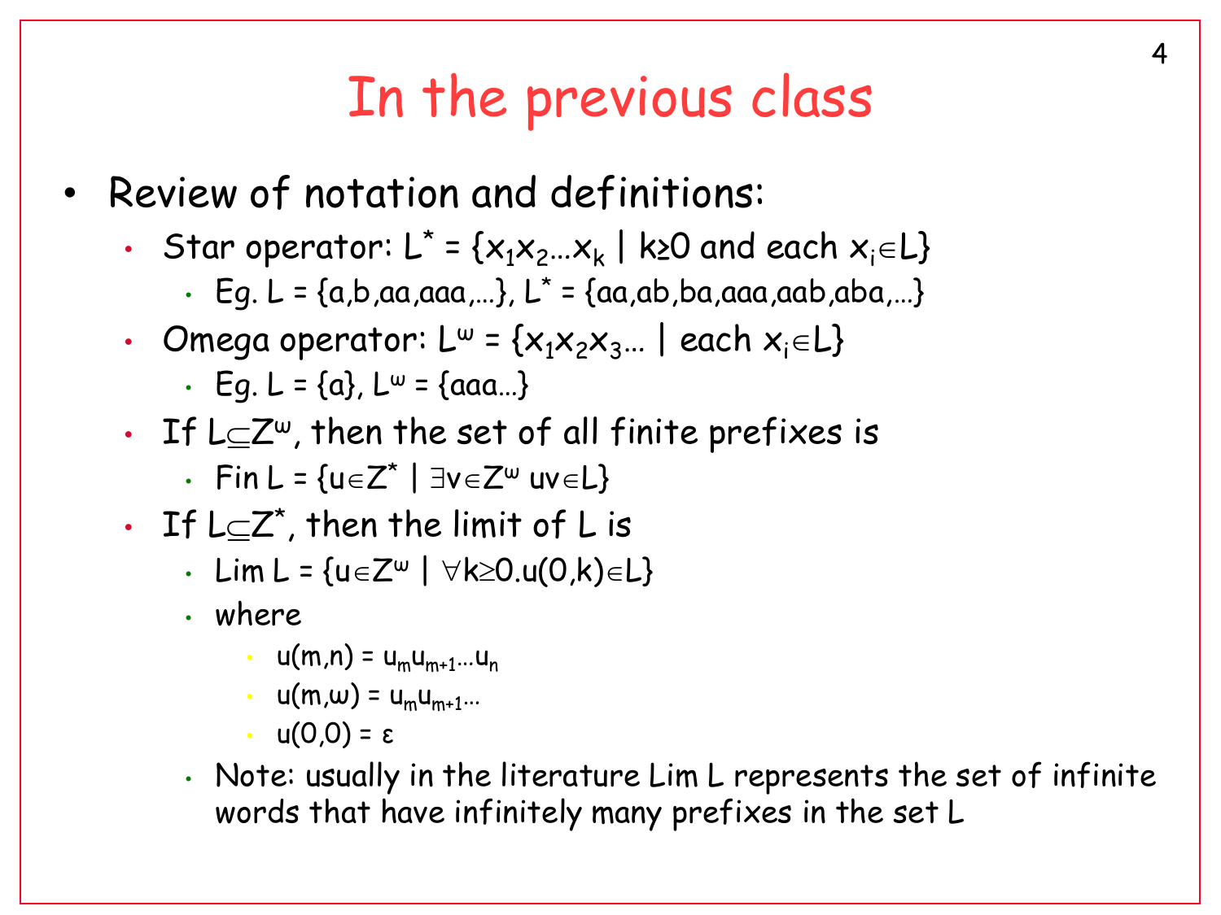# In the previous class

- Review of notation and definitions:
  - Star operator: $L^* = \{x_1x_2\ldots x_k \mid k \geq 0 \text{ and each } x_i \in L\}$
    - Eg. $L = \{a,b,aa,aaa,\ldots\}$, $L^* = \{aa,ab,ba,aaa,aab,aba,\ldots\}$
  - Omega operator: $L^\omega = \{x_1x_2x_3\ldots \mid \text{each } x_i \in L\}$
    - Eg. $L = \{a\}$, $L^\omega = \{aaa\ldots\}$
  - If $L \subseteq Z^\omega$, then the set of all finite prefixes is
    - $\text{Fin}\, L = \{u \in Z^* \mid \exists v \in Z^\omega\ uv \in L\}$
  - If $L \subseteq Z^*$, then the limit of L is
    - $\text{Lim}\, L = \{u \in Z^\omega \mid \forall k \geq 0.u(0,k) \in L\}$
    - where
      - $u(m,n) = u_m u_{m+1} \ldots u_n$
      - $u(m,\omega) = u_m u_{m+1} \ldots$
      - $u(0,0) = \varepsilon$
    - Note: usually in the literature Lim L represents the set of infinite words that have infinitely many prefixes in the set L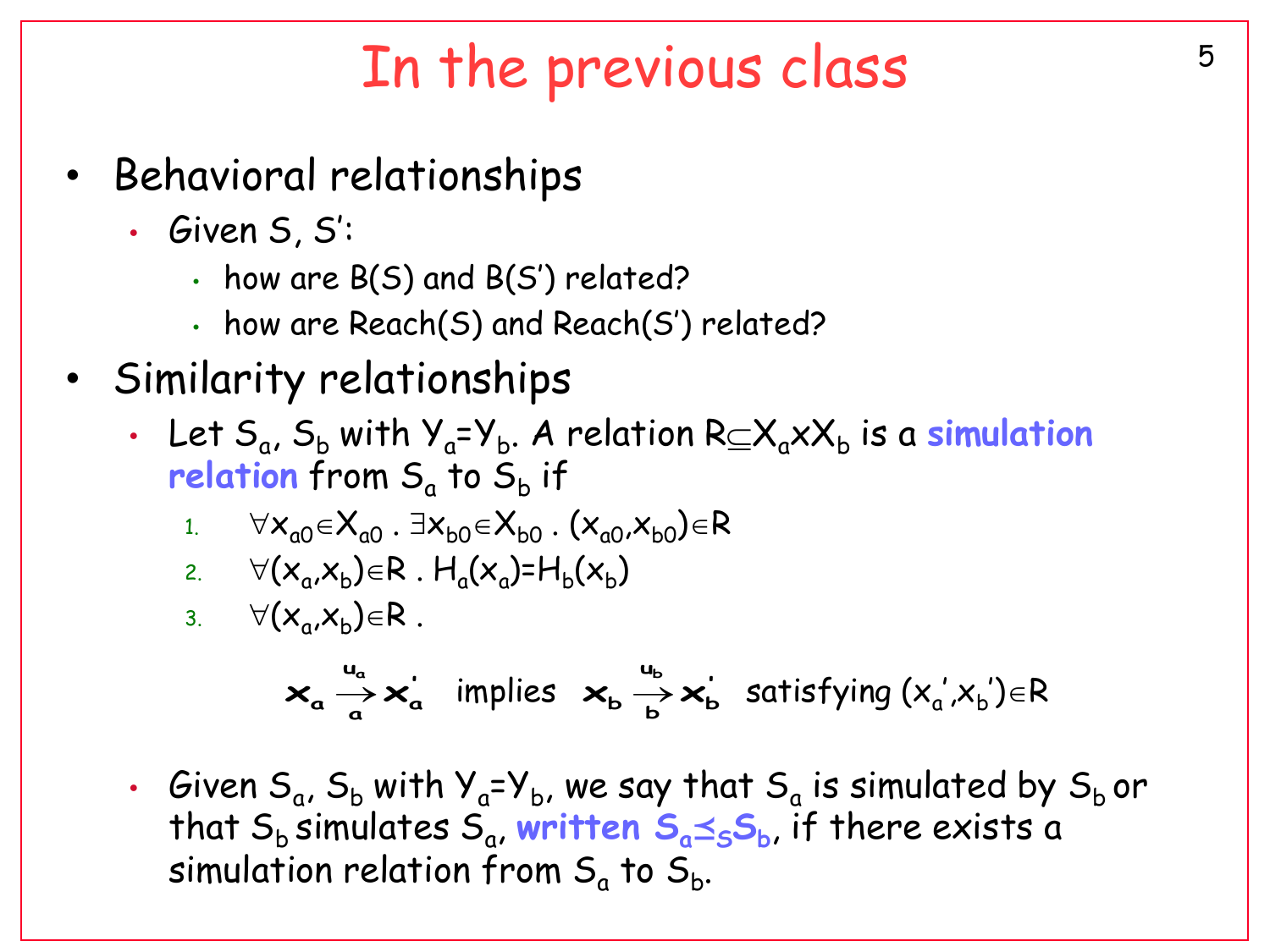# In the previous class

- Behavioral relationships
  - Given $S$, $S'$:
    - how are $B(S)$ and $B(S')$ related?
    - how are $Reach(S)$ and $Reach(S')$ related?
- Similarity relationships
  - Let $S_a$, $S_b$ with $Y_a=Y_b$. A relation $R \subseteq X_a \times X_b$ is a **simulation relation** from $S_a$ to $S_b$ if
    1. $\forall x_{a0} \in X_{a0} \,.\, \exists x_{b0} \in X_{b0} \,.\, (x_{a0}, x_{b0}) \in R$
    2. $\forall (x_a, x_b) \in R \,.\, H_a(x_a) = H_b(x_b)$
    3. $\forall (x_a, x_b) \in R \,.$

    $$x_a \overset{u_a}{\underset{a}{\rightarrow}} x_a' \text{ implies } x_b \overset{u_b}{\underset{b}{\rightarrow}} x_b' \text{ satisfying } (x_a', x_b') \in R$$

  - Given $S_a$, $S_b$ with $Y_a=Y_b$, we say that $S_a$ is simulated by $S_b$ or that $S_b$ simulates $S_a$, **written $S_a \preceq_S S_b$**, if there exists a simulation relation from $S_a$ to $S_b$.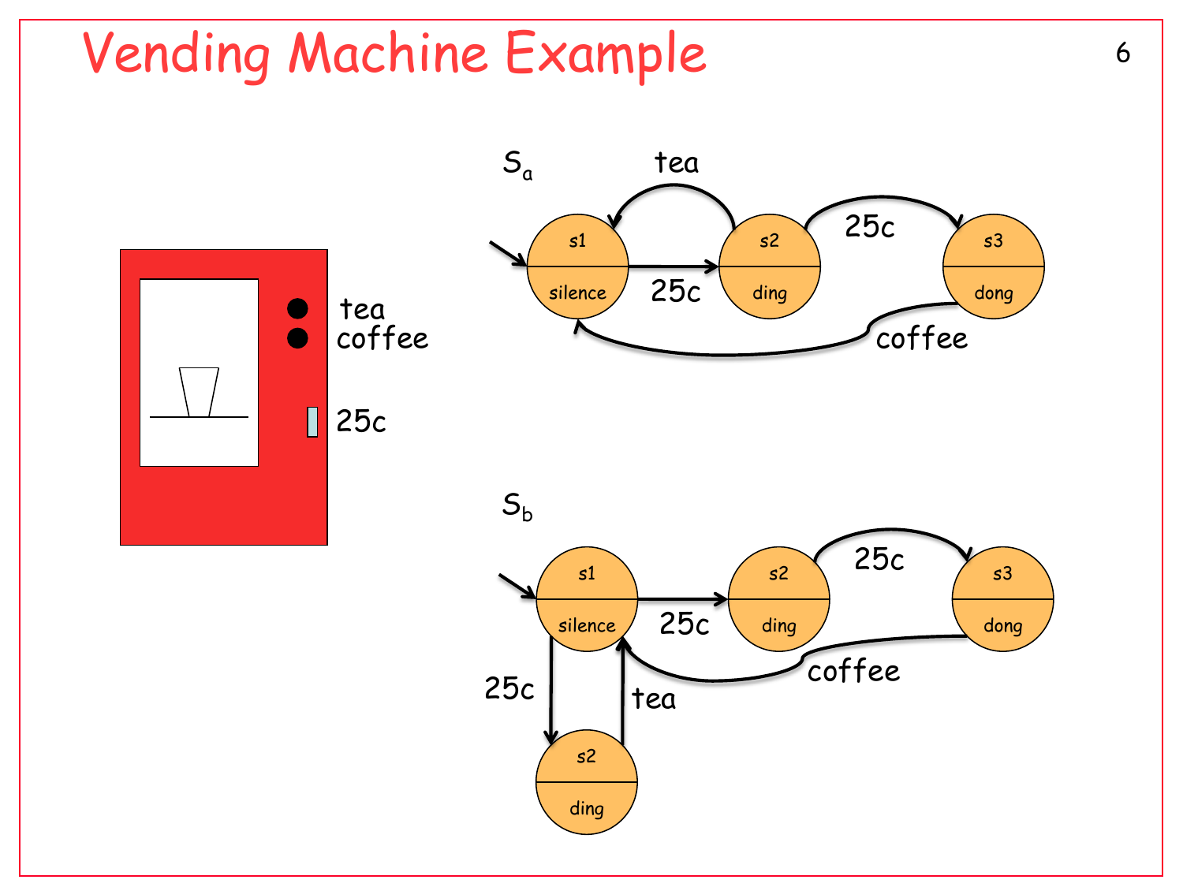# Vending Machine Example

tea
coffee
25c

$S_a$

- s1 (silence) —25c→ s2 (ding)
- s2 (ding) —tea→ s1 (silence)
- s2 (ding) —25c→ s3 (dong)
- s3 (dong) —coffee→ s1 (silence)

$S_b$

- s1 (silence) —25c→ s2 (ding)
- s2 (ding) —25c→ s3 (dong)
- s3 (dong) —coffee→ s1 (silence)
- s1 (silence) —25c→ s2 (ding)
- s2 (ding) —tea→ s1 (silence)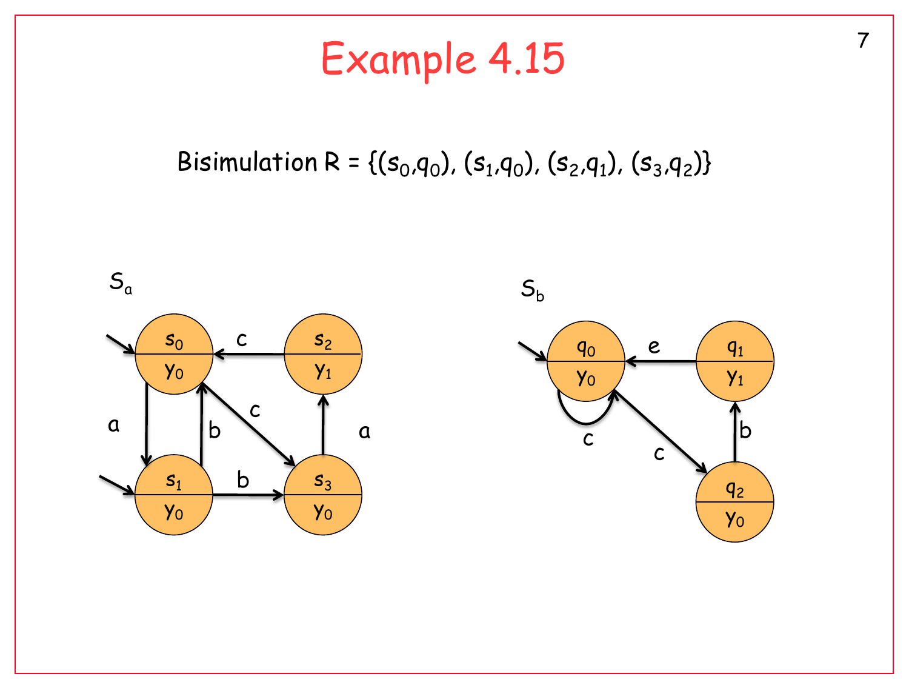# Example 4.15

Bisimulation $R = \{(s_0,q_0), (s_1,q_0), (s_2,q_1), (s_3,q_2)\}$

$S_a$

$S_b$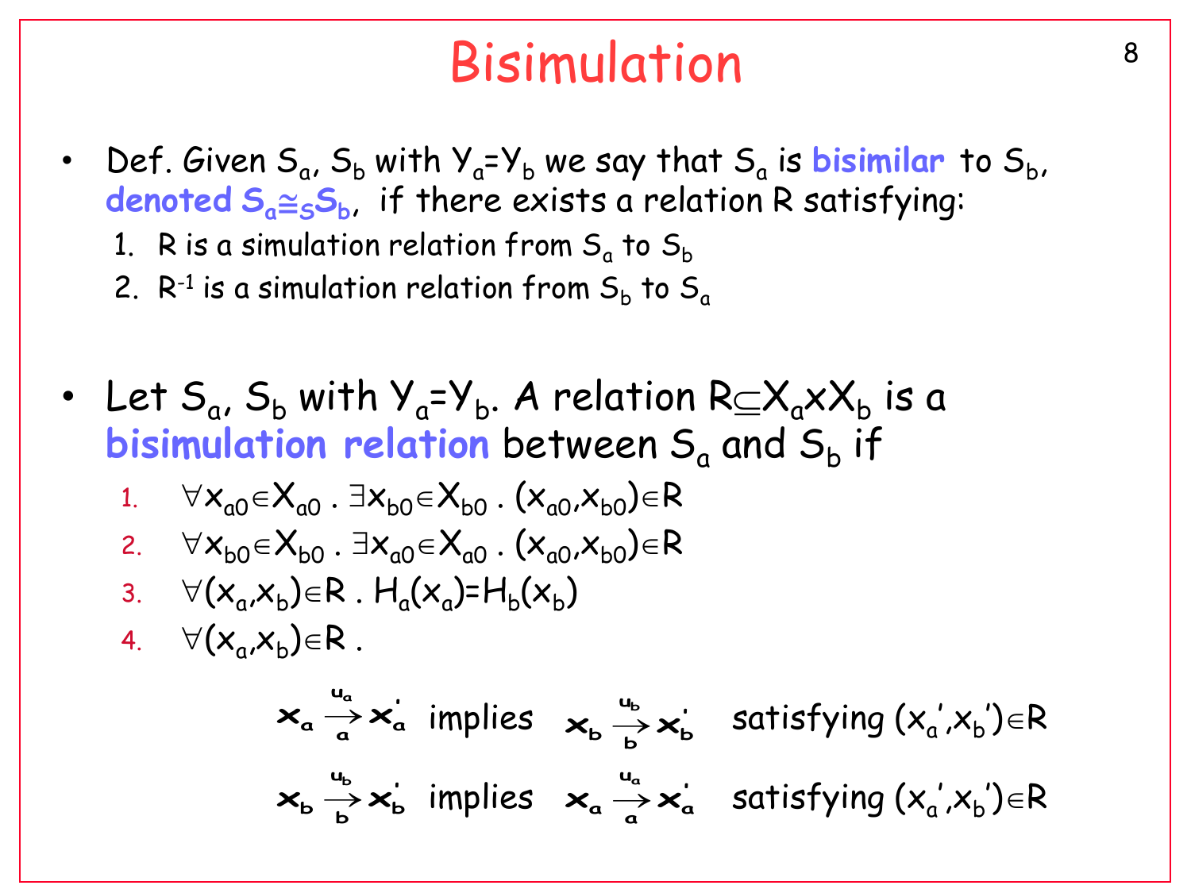# Bisimulation

- Def. Given $S_a$, $S_b$ with $Y_a = Y_b$ we say that $S_a$ is **bisimilar** to $S_b$, **denoted $S_a \cong_S S_b$**, if there exists a relation R satisfying:
  1. R is a simulation relation from $S_a$ to $S_b$
  2. $R^{-1}$ is a simulation relation from $S_b$ to $S_a$

- Let $S_a$, $S_b$ with $Y_a = Y_b$. A relation $R \subseteq X_a \times X_b$ is a **bisimulation relation** between $S_a$ and $S_b$ if
  1. $\forall x_{a0} \in X_{a0} \,.\, \exists x_{b0} \in X_{b0} \,.\, (x_{a0}, x_{b0}) \in R$
  2. $\forall x_{b0} \in X_{b0} \,.\, \exists x_{a0} \in X_{a0} \,.\, (x_{a0}, x_{b0}) \in R$
  3. $\forall (x_a, x_b) \in R \,.\, H_a(x_a) = H_b(x_b)$
  4. $\forall (x_a, x_b) \in R \,.$

$$x_a \xrightarrow[a]{u_a} x_a' \text{ implies } x_b \xrightarrow[b]{u_b} x_b' \text{ satisfying } (x_a', x_b') \in R$$

$$x_b \xrightarrow[b]{u_b} x_b' \text{ implies } x_a \xrightarrow[a]{u_a} x_a' \text{ satisfying } (x_a', x_b') \in R$$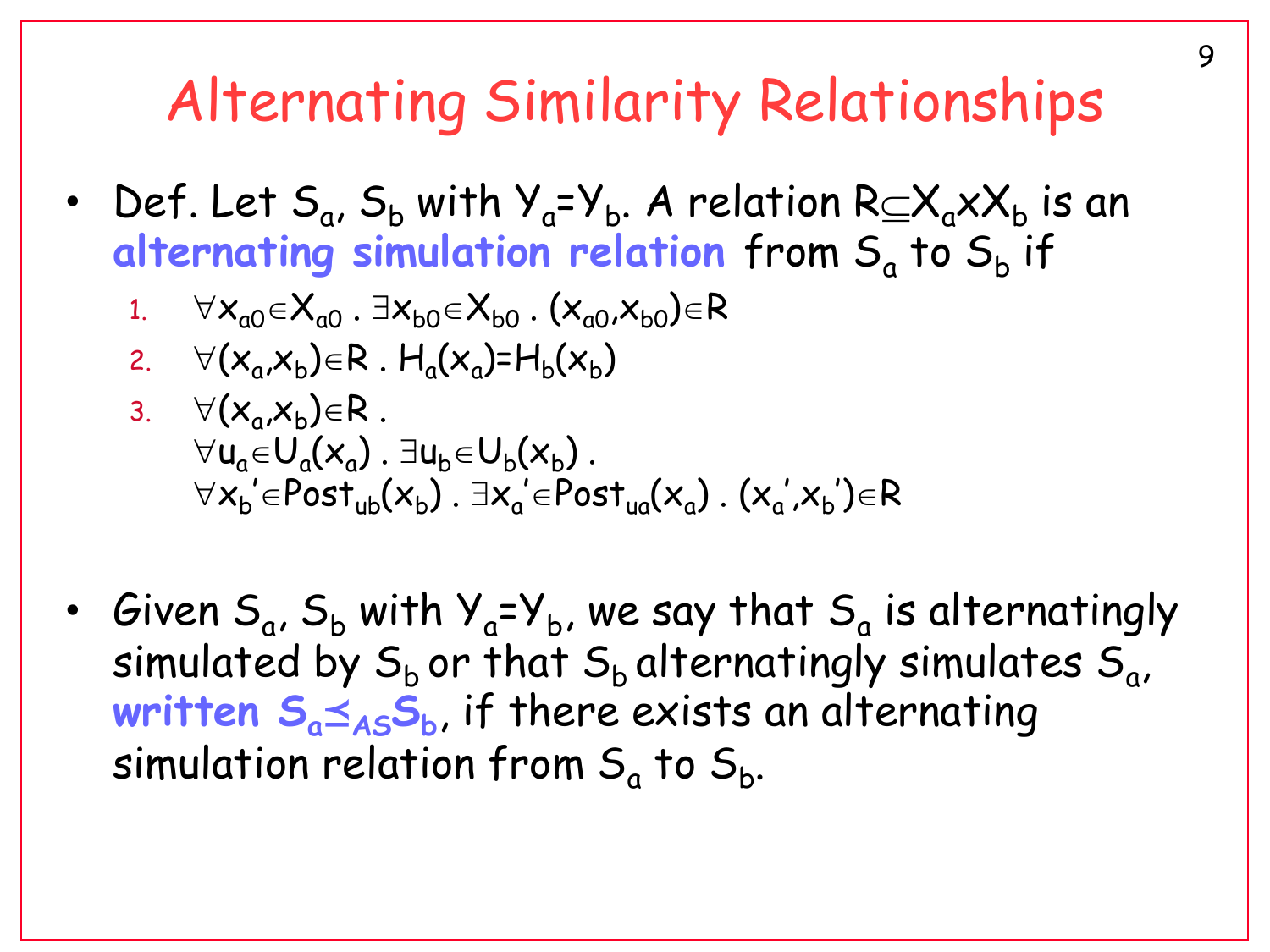# Alternating Similarity Relationships

- Def. Let $S_a$, $S_b$ with $Y_a = Y_b$. A relation $R \subseteq X_a \times X_b$ is an **alternating simulation relation** from $S_a$ to $S_b$ if
  1. $\forall x_{a0} \in X_{a0} \,.\, \exists x_{b0} \in X_{b0} \,.\, (x_{a0}, x_{b0}) \in R$
  2. $\forall (x_a, x_b) \in R \,.\, H_a(x_a) = H_b(x_b)$
  3. $\forall (x_a, x_b) \in R \,.$
     $\forall u_a \in U_a(x_a) \,.\, \exists u_b \in U_b(x_b) \,.$
     $\forall x_b' \in Post_{ub}(x_b) \,.\, \exists x_a' \in Post_{ua}(x_a) \,.\, (x_a', x_b') \in R$

- Given $S_a$, $S_b$ with $Y_a = Y_b$, we say that $S_a$ is alternatingly simulated by $S_b$ or that $S_b$ alternatingly simulates $S_a$, **written $S_a \preceq_{AS} S_b$**, if there exists an alternating simulation relation from $S_a$ to $S_b$.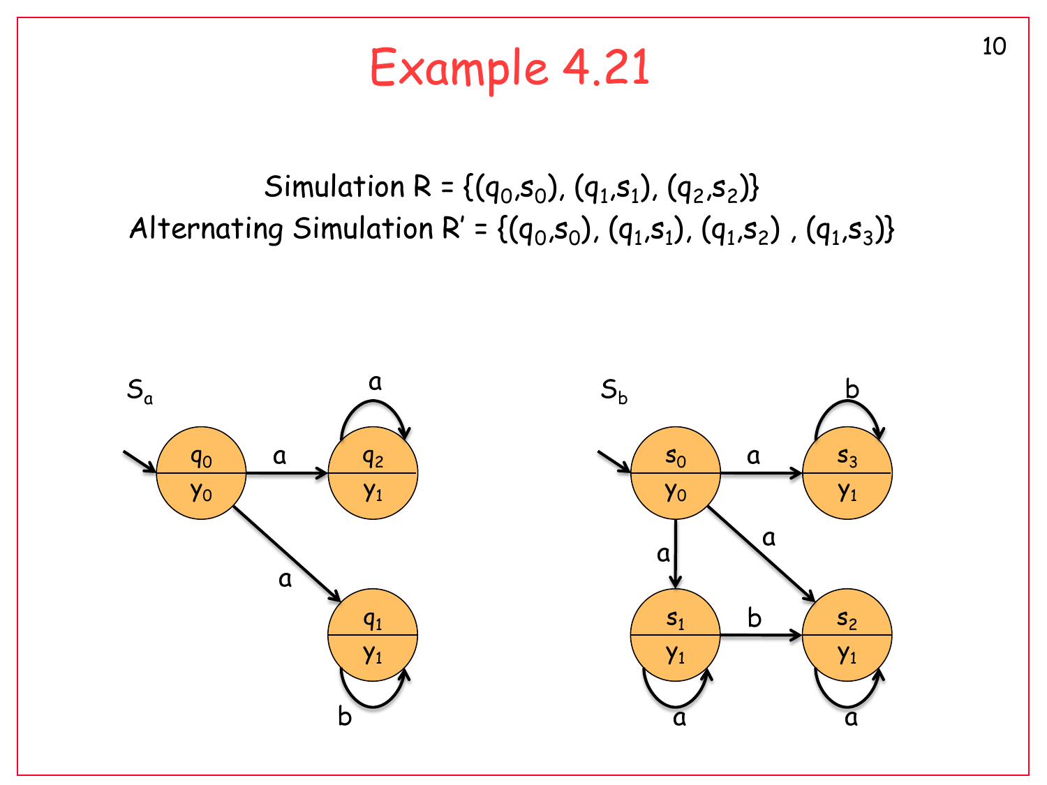# Example 4.21

Simulation $R = \{(q_0,s_0), (q_1,s_1), (q_2,s_2)\}$

Alternating Simulation $R' = \{(q_0,s_0), (q_1,s_1), (q_1,s_2), (q_1,s_3)\}$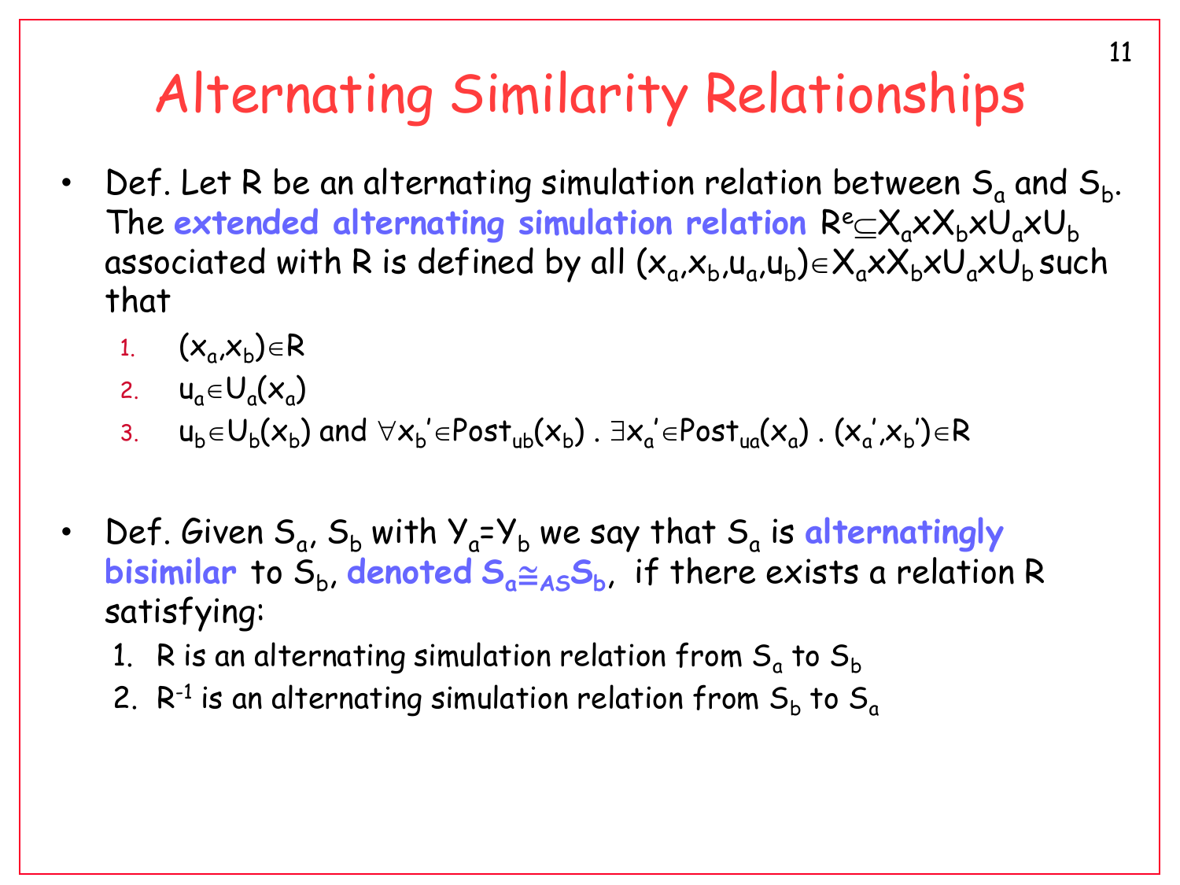# Alternating Similarity Relationships

- Def. Let R be an alternating simulation relation between $S_a$ and $S_b$. The **extended alternating simulation relation** $R^e \subseteq X_a \times X_b \times U_a \times U_b$ associated with R is defined by all $(x_a, x_b, u_a, u_b) \in X_a \times X_b \times U_a \times U_b$ such that
  1. $(x_a, x_b) \in R$
  2. $u_a \in U_a(x_a)$
  3. $u_b \in U_b(x_b)$ and $\forall x_b' \in Post_{u_b}(x_b) \, . \, \exists x_a' \in Post_{u_a}(x_a) \, . \, (x_a', x_b') \in R$

- Def. Given $S_a$, $S_b$ with $Y_a = Y_b$ we say that $S_a$ is **alternatingly bisimilar** to $S_b$, **denoted $S_a \cong_{AS} S_b$**, if there exists a relation R satisfying:
  1. R is an alternating simulation relation from $S_a$ to $S_b$
  2. $R^{-1}$ is an alternating simulation relation from $S_b$ to $S_a$